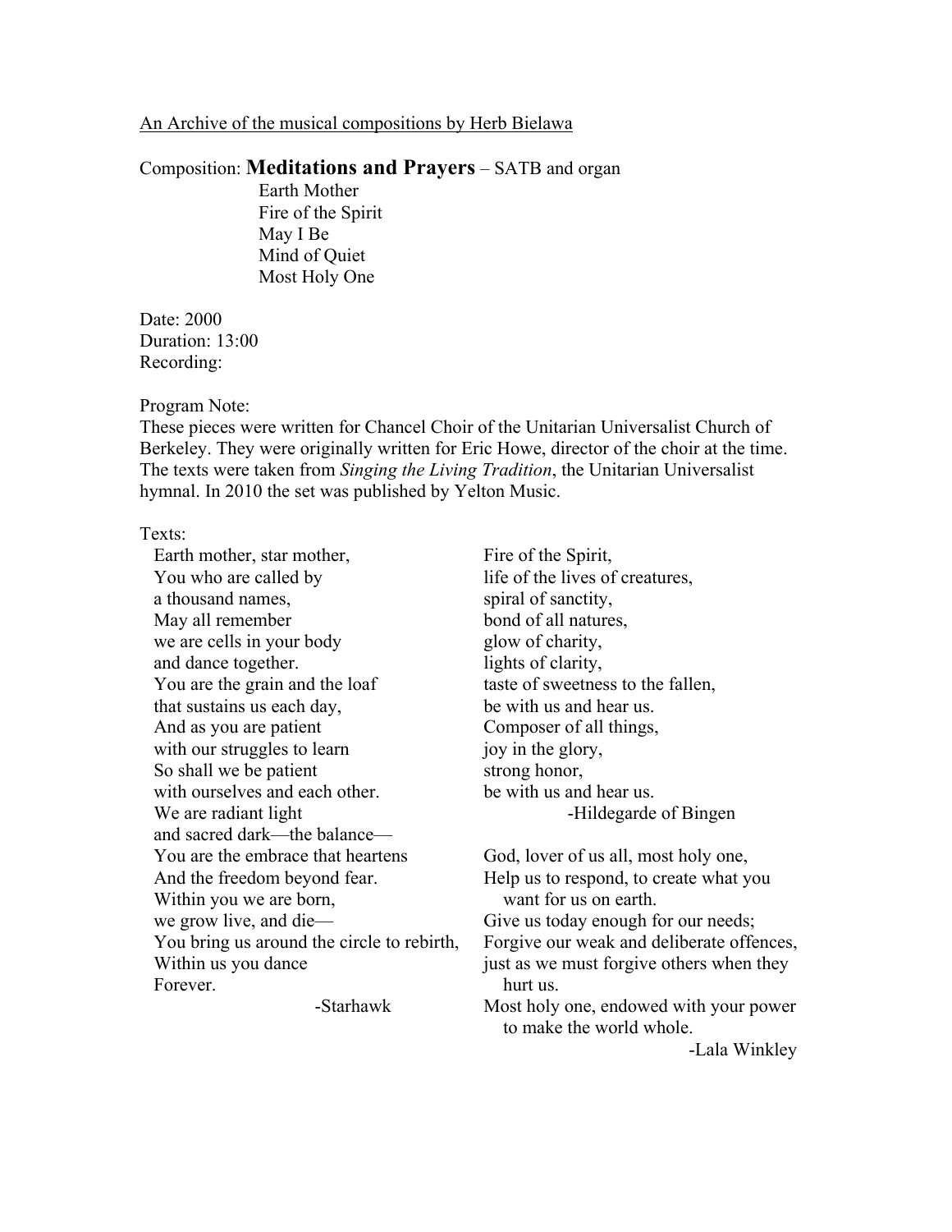An Archive of the musical compositions by Herb Bielawa

Composition: **Meditations and Prayers** – SATB and organ

- Earth Mother
- Fire of the Spirit
- May I Be
- Mind of Quiet
- Most Holy One

Date: 2000
Duration: 13:00
Recording:

Program Note:
These pieces were written for Chancel Choir of the Unitarian Universalist Church of Berkeley. They were originally written for Eric Howe, director of the choir at the time. The texts were taken from *Singing the Living Tradition*, the Unitarian Universalist hymnal. In 2010 the set was published by Yelton Music.

Texts:

Earth mother, star mother,
You who are called by
a thousand names,
May all remember
we are cells in your body
and dance together.
You are the grain and the loaf
that sustains us each day,
And as you are patient
with our struggles to learn
So shall we be patient
with ourselves and each other.
We are radiant light
and sacred dark—the balance—
You are the embrace that heartens
And the freedom beyond fear.
Within you we are born,
we grow live, and die—
You bring us around the circle to rebirth,
Within us you dance
Forever.

-Starhawk

Fire of the Spirit,
life of the lives of creatures,
spiral of sanctity,
bond of all natures,
glow of charity,
lights of clarity,
taste of sweetness to the fallen,
be with us and hear us.
Composer of all things,
joy in the glory,
strong honor,
be with us and hear us.

-Hildegarde of Bingen

God, lover of us all, most holy one,
Help us to respond, to create what you want for us on earth.
Give us today enough for our needs;
Forgive our weak and deliberate offences,
just as we must forgive others when they hurt us.
Most holy one, endowed with your power to make the world whole.

-Lala Winkley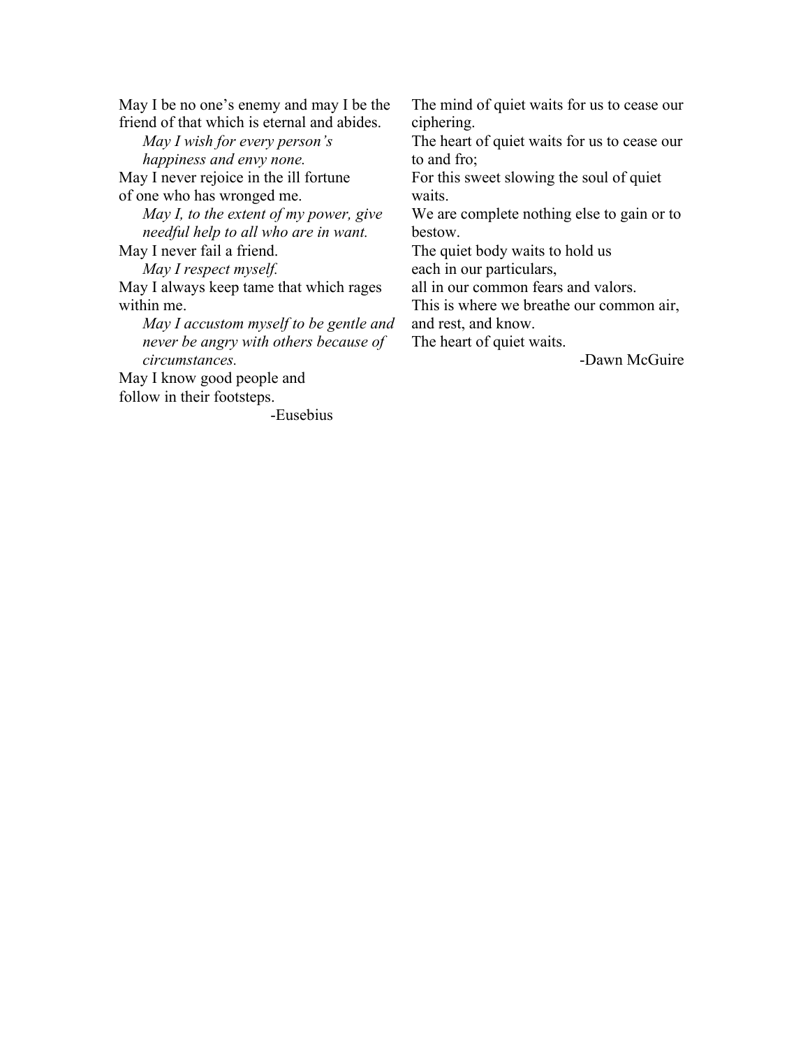May I be no one's enemy and may I be the friend of that which is eternal and abides.

*May I wish for every person's happiness and envy none.*

May I never rejoice in the ill fortune of one who has wronged me.

*May I, to the extent of my power, give needful help to all who are in want.*

May I never fail a friend.

*May I respect myself.*

May I always keep tame that which rages within me.

*May I accustom myself to be gentle and never be angry with others because of circumstances.*

May I know good people and
follow in their footsteps.

-Eusebius

The mind of quiet waits for us to cease our ciphering.
The heart of quiet waits for us to cease our to and fro;
For this sweet slowing the soul of quiet waits.
We are complete nothing else to gain or to bestow.
The quiet body waits to hold us
each in our particulars,
all in our common fears and valors.
This is where we breathe our common air,
and rest, and know.
The heart of quiet waits.

-Dawn McGuire